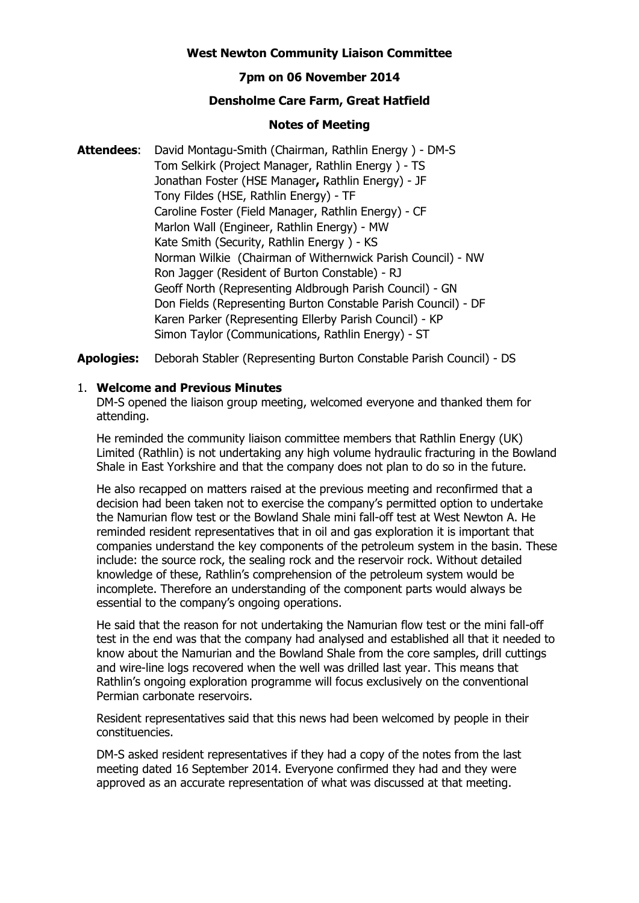**West Newton Community Liaison Committee**

**7pm on 06 November 2014**

**Densholme Care Farm, Great Hatfield**

**Notes of Meeting**

**Attendees**: David Montagu-Smith (Chairman, Rathlin Energy ) - DM-S
Tom Selkirk (Project Manager, Rathlin Energy ) - TS
Jonathan Foster (HSE Manager**,** Rathlin Energy) - JF
Tony Fildes (HSE, Rathlin Energy) - TF
Caroline Foster (Field Manager, Rathlin Energy) - CF
Marlon Wall (Engineer, Rathlin Energy) - MW
Kate Smith (Security, Rathlin Energy ) - KS
Norman Wilkie (Chairman of Withernwick Parish Council) - NW
Ron Jagger (Resident of Burton Constable) - RJ
Geoff North (Representing Aldbrough Parish Council) - GN
Don Fields (Representing Burton Constable Parish Council) - DF
Karen Parker (Representing Ellerby Parish Council) - KP
Simon Taylor (Communications, Rathlin Energy) - ST

**Apologies:** Deborah Stabler (Representing Burton Constable Parish Council) - DS

1. **Welcome and Previous Minutes**

DM-S opened the liaison group meeting, welcomed everyone and thanked them for attending.

He reminded the community liaison committee members that Rathlin Energy (UK) Limited (Rathlin) is not undertaking any high volume hydraulic fracturing in the Bowland Shale in East Yorkshire and that the company does not plan to do so in the future.

He also recapped on matters raised at the previous meeting and reconfirmed that a decision had been taken not to exercise the company's permitted option to undertake the Namurian flow test or the Bowland Shale mini fall-off test at West Newton A. He reminded resident representatives that in oil and gas exploration it is important that companies understand the key components of the petroleum system in the basin. These include: the source rock, the sealing rock and the reservoir rock. Without detailed knowledge of these, Rathlin's comprehension of the petroleum system would be incomplete. Therefore an understanding of the component parts would always be essential to the company's ongoing operations.

He said that the reason for not undertaking the Namurian flow test or the mini fall-off test in the end was that the company had analysed and established all that it needed to know about the Namurian and the Bowland Shale from the core samples, drill cuttings and wire-line logs recovered when the well was drilled last year. This means that Rathlin's ongoing exploration programme will focus exclusively on the conventional Permian carbonate reservoirs.

Resident representatives said that this news had been welcomed by people in their constituencies.

DM-S asked resident representatives if they had a copy of the notes from the last meeting dated 16 September 2014. Everyone confirmed they had and they were approved as an accurate representation of what was discussed at that meeting.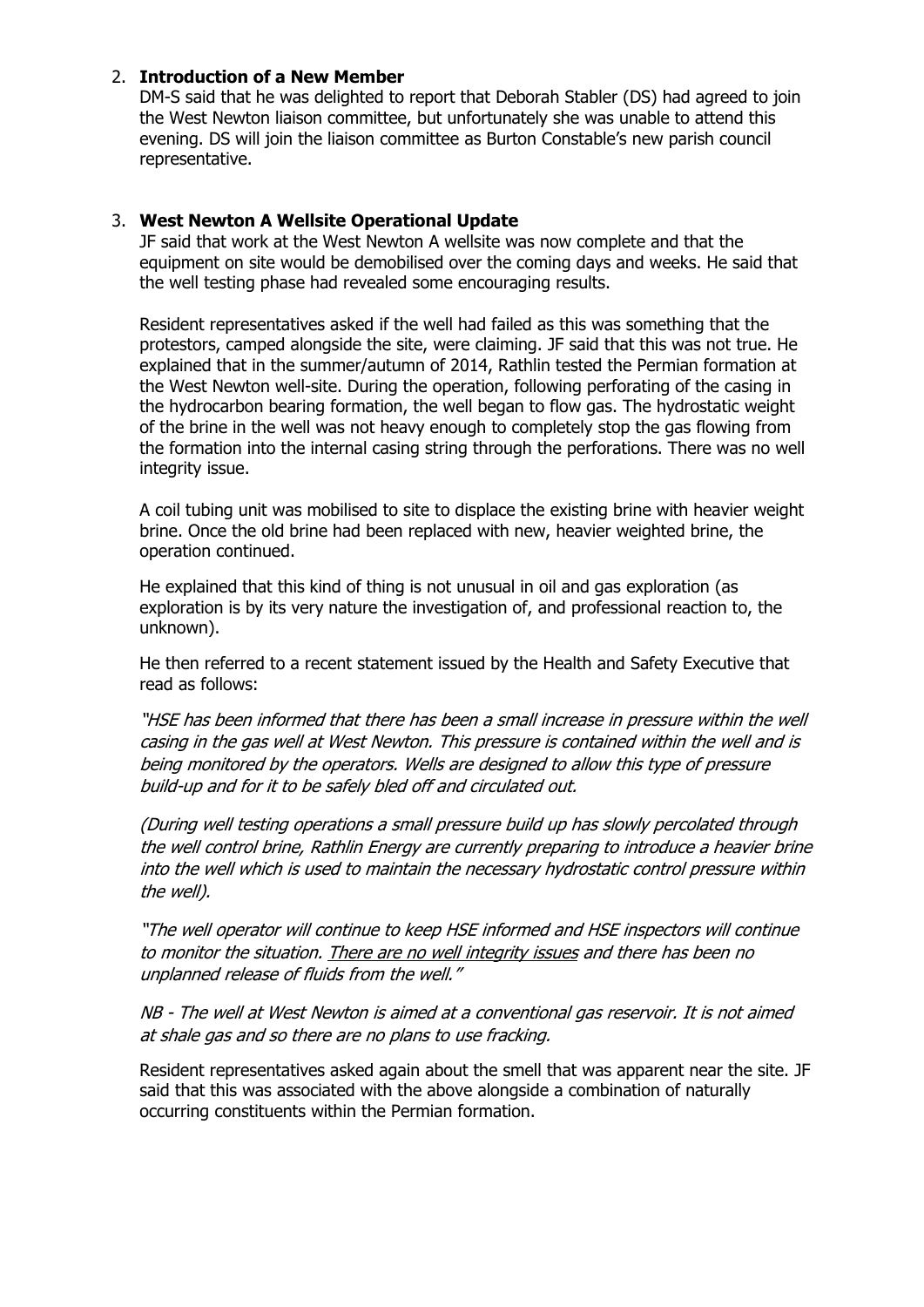2. **Introduction of a New Member**

   DM-S said that he was delighted to report that Deborah Stabler (DS) had agreed to join the West Newton liaison committee, but unfortunately she was unable to attend this evening. DS will join the liaison committee as Burton Constable's new parish council representative.

3. **West Newton A Wellsite Operational Update**

   JF said that work at the West Newton A wellsite was now complete and that the equipment on site would be demobilised over the coming days and weeks. He said that the well testing phase had revealed some encouraging results.

   Resident representatives asked if the well had failed as this was something that the protestors, camped alongside the site, were claiming. JF said that this was not true. He explained that in the summer/autumn of 2014, Rathlin tested the Permian formation at the West Newton well-site. During the operation, following perforating of the casing in the hydrocarbon bearing formation, the well began to flow gas. The hydrostatic weight of the brine in the well was not heavy enough to completely stop the gas flowing from the formation into the internal casing string through the perforations. There was no well integrity issue.

   A coil tubing unit was mobilised to site to displace the existing brine with heavier weight brine. Once the old brine had been replaced with new, heavier weighted brine, the operation continued.

   He explained that this kind of thing is not unusual in oil and gas exploration (as exploration is by its very nature the investigation of, and professional reaction to, the unknown).

   He then referred to a recent statement issued by the Health and Safety Executive that read as follows:

   *"HSE has been informed that there has been a small increase in pressure within the well casing in the gas well at West Newton. This pressure is contained within the well and is being monitored by the operators. Wells are designed to allow this type of pressure build-up and for it to be safely bled off and circulated out.*

   *(During well testing operations a small pressure build up has slowly percolated through the well control brine, Rathlin Energy are currently preparing to introduce a heavier brine into the well which is used to maintain the necessary hydrostatic control pressure within the well).*

   *"The well operator will continue to keep HSE informed and HSE inspectors will continue to monitor the situation. <u>There are no well integrity issues</u> and there has been no unplanned release of fluids from the well."*

   *NB - The well at West Newton is aimed at a conventional gas reservoir. It is not aimed at shale gas and so there are no plans to use fracking.*

   Resident representatives asked again about the smell that was apparent near the site. JF said that this was associated with the above alongside a combination of naturally occurring constituents within the Permian formation.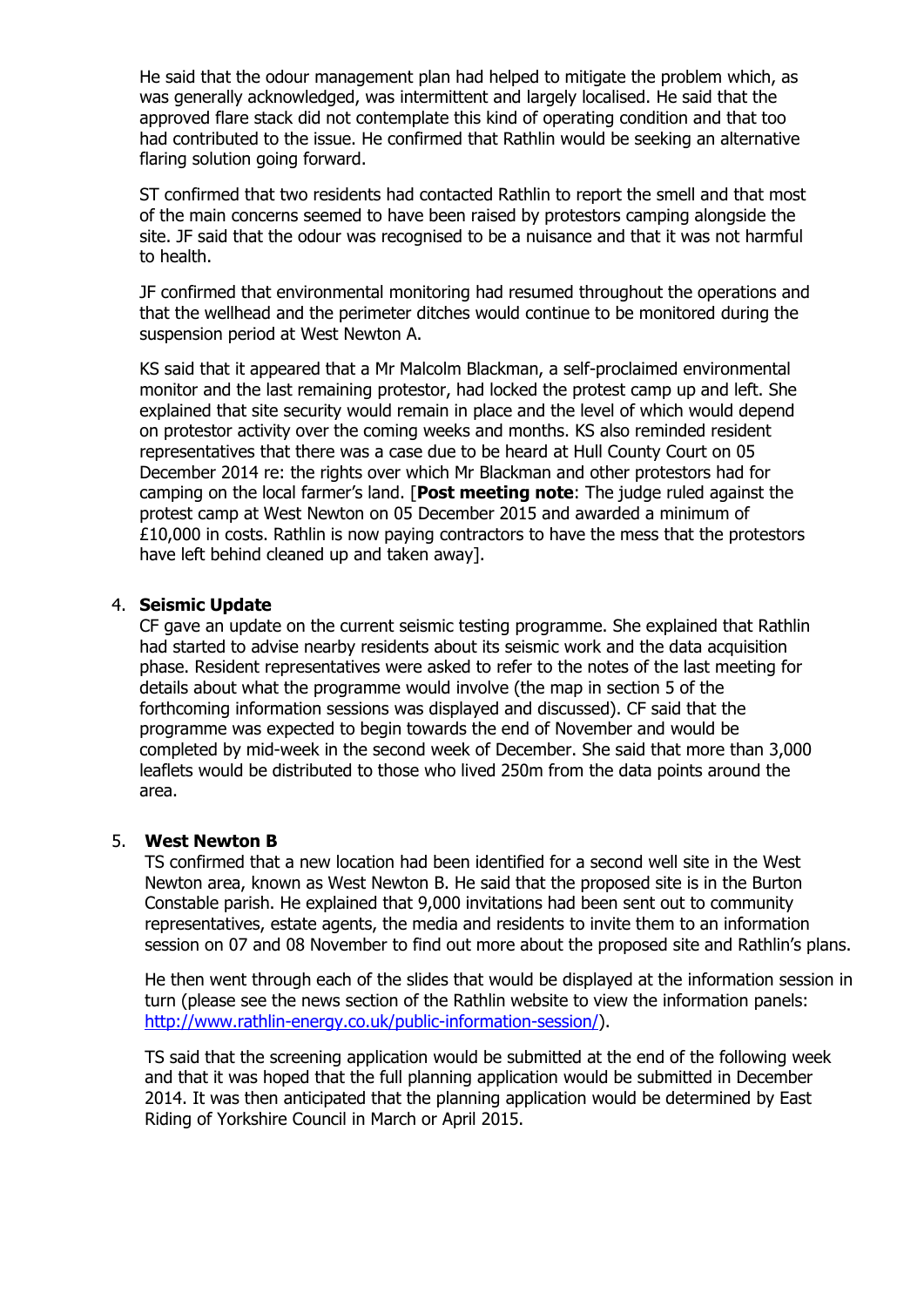He said that the odour management plan had helped to mitigate the problem which, as was generally acknowledged, was intermittent and largely localised. He said that the approved flare stack did not contemplate this kind of operating condition and that too had contributed to the issue. He confirmed that Rathlin would be seeking an alternative flaring solution going forward.

ST confirmed that two residents had contacted Rathlin to report the smell and that most of the main concerns seemed to have been raised by protestors camping alongside the site. JF said that the odour was recognised to be a nuisance and that it was not harmful to health.

JF confirmed that environmental monitoring had resumed throughout the operations and that the wellhead and the perimeter ditches would continue to be monitored during the suspension period at West Newton A.

KS said that it appeared that a Mr Malcolm Blackman, a self-proclaimed environmental monitor and the last remaining protestor, had locked the protest camp up and left. She explained that site security would remain in place and the level of which would depend on protestor activity over the coming weeks and months. KS also reminded resident representatives that there was a case due to be heard at Hull County Court on 05 December 2014 re: the rights over which Mr Blackman and other protestors had for camping on the local farmer's land. [**Post meeting note**: The judge ruled against the protest camp at West Newton on 05 December 2015 and awarded a minimum of £10,000 in costs. Rathlin is now paying contractors to have the mess that the protestors have left behind cleaned up and taken away].

4. **Seismic Update**
   CF gave an update on the current seismic testing programme. She explained that Rathlin had started to advise nearby residents about its seismic work and the data acquisition phase. Resident representatives were asked to refer to the notes of the last meeting for details about what the programme would involve (the map in section 5 of the forthcoming information sessions was displayed and discussed). CF said that the programme was expected to begin towards the end of November and would be completed by mid-week in the second week of December. She said that more than 3,000 leaflets would be distributed to those who lived 250m from the data points around the area.

5. **West Newton B**
   TS confirmed that a new location had been identified for a second well site in the West Newton area, known as West Newton B. He said that the proposed site is in the Burton Constable parish. He explained that 9,000 invitations had been sent out to community representatives, estate agents, the media and residents to invite them to an information session on 07 and 08 November to find out more about the proposed site and Rathlin's plans.

   He then went through each of the slides that would be displayed at the information session in turn (please see the news section of the Rathlin website to view the information panels: http://www.rathlin-energy.co.uk/public-information-session/).

   TS said that the screening application would be submitted at the end of the following week and that it was hoped that the full planning application would be submitted in December 2014. It was then anticipated that the planning application would be determined by East Riding of Yorkshire Council in March or April 2015.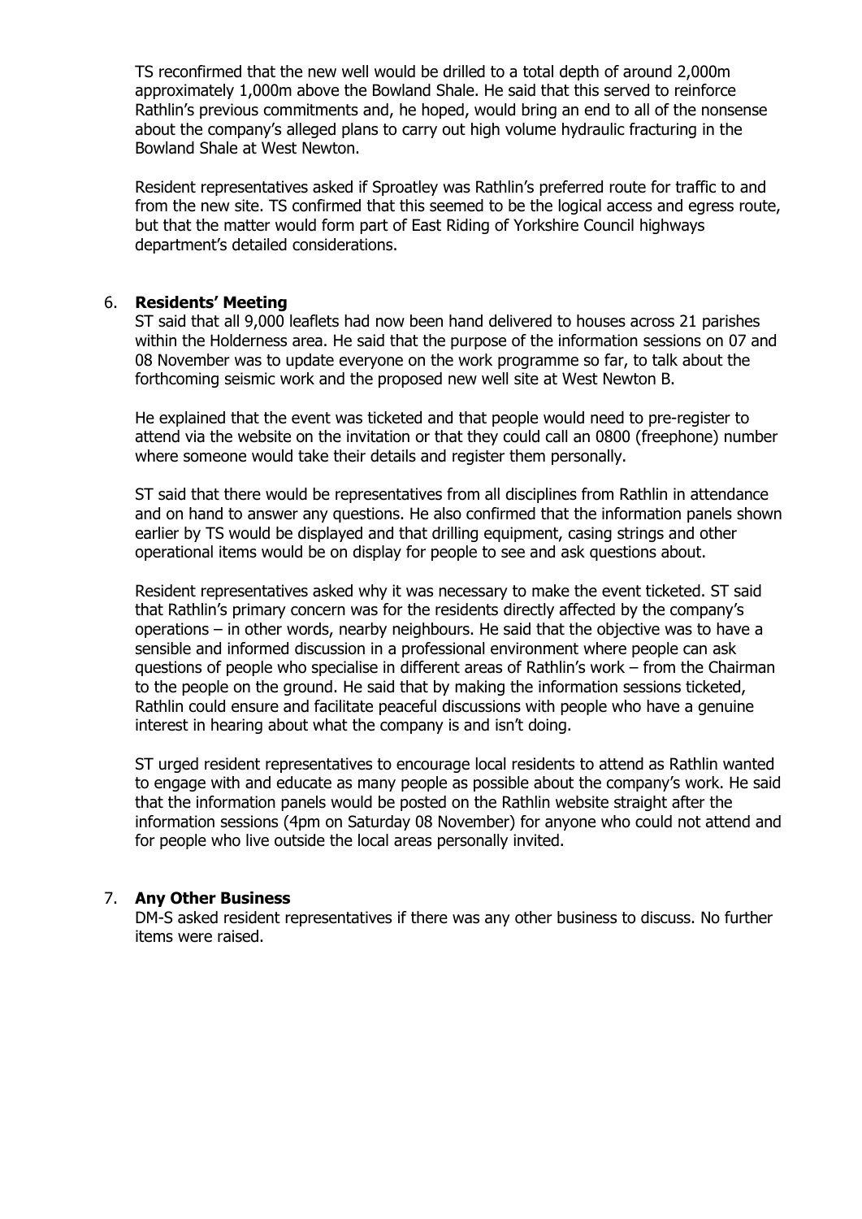TS reconfirmed that the new well would be drilled to a total depth of around 2,000m approximately 1,000m above the Bowland Shale. He said that this served to reinforce Rathlin's previous commitments and, he hoped, would bring an end to all of the nonsense about the company's alleged plans to carry out high volume hydraulic fracturing in the Bowland Shale at West Newton.

Resident representatives asked if Sproatley was Rathlin's preferred route for traffic to and from the new site. TS confirmed that this seemed to be the logical access and egress route, but that the matter would form part of East Riding of Yorkshire Council highways department's detailed considerations.

6. **Residents' Meeting**

ST said that all 9,000 leaflets had now been hand delivered to houses across 21 parishes within the Holderness area. He said that the purpose of the information sessions on 07 and 08 November was to update everyone on the work programme so far, to talk about the forthcoming seismic work and the proposed new well site at West Newton B.

He explained that the event was ticketed and that people would need to pre-register to attend via the website on the invitation or that they could call an 0800 (freephone) number where someone would take their details and register them personally.

ST said that there would be representatives from all disciplines from Rathlin in attendance and on hand to answer any questions. He also confirmed that the information panels shown earlier by TS would be displayed and that drilling equipment, casing strings and other operational items would be on display for people to see and ask questions about.

Resident representatives asked why it was necessary to make the event ticketed. ST said that Rathlin's primary concern was for the residents directly affected by the company's operations – in other words, nearby neighbours. He said that the objective was to have a sensible and informed discussion in a professional environment where people can ask questions of people who specialise in different areas of Rathlin's work – from the Chairman to the people on the ground. He said that by making the information sessions ticketed, Rathlin could ensure and facilitate peaceful discussions with people who have a genuine interest in hearing about what the company is and isn't doing.

ST urged resident representatives to encourage local residents to attend as Rathlin wanted to engage with and educate as many people as possible about the company's work. He said that the information panels would be posted on the Rathlin website straight after the information sessions (4pm on Saturday 08 November) for anyone who could not attend and for people who live outside the local areas personally invited.

7. **Any Other Business**

DM-S asked resident representatives if there was any other business to discuss. No further items were raised.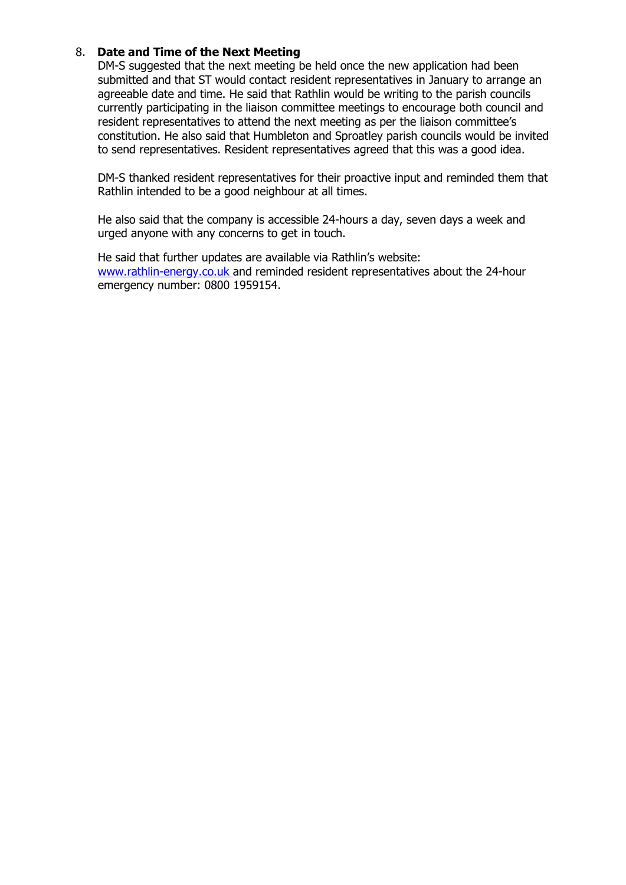8. **Date and Time of the Next Meeting**

DM-S suggested that the next meeting be held once the new application had been submitted and that ST would contact resident representatives in January to arrange an agreeable date and time. He said that Rathlin would be writing to the parish councils currently participating in the liaison committee meetings to encourage both council and resident representatives to attend the next meeting as per the liaison committee's constitution. He also said that Humbleton and Sproatley parish councils would be invited to send representatives. Resident representatives agreed that this was a good idea.

DM-S thanked resident representatives for their proactive input and reminded them that Rathlin intended to be a good neighbour at all times.

He also said that the company is accessible 24-hours a day, seven days a week and urged anyone with any concerns to get in touch.

He said that further updates are available via Rathlin's website: [www.rathlin-energy.co.uk](http://www.rathlin-energy.co.uk) and reminded resident representatives about the 24-hour emergency number: 0800 1959154.